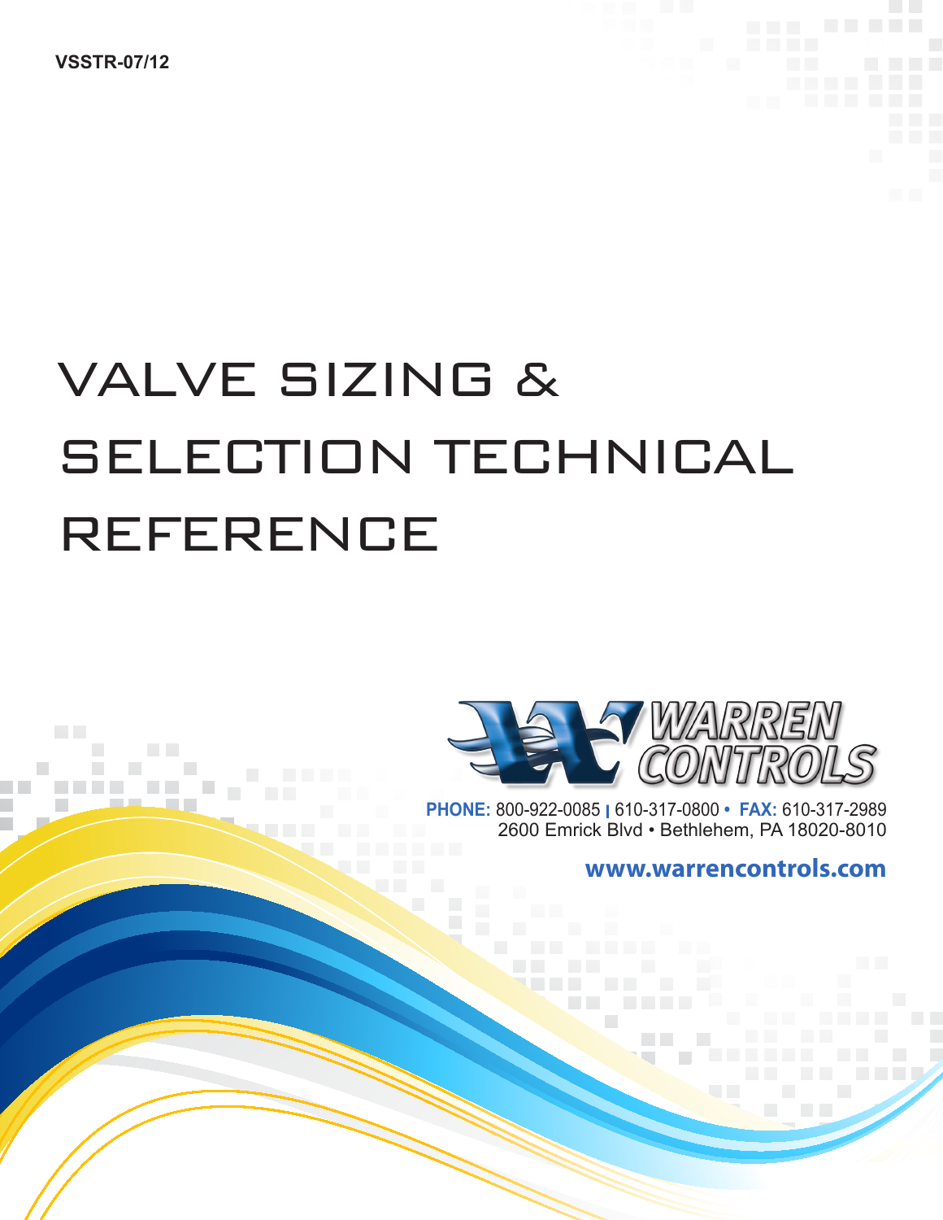VSSTR-07/12

# VALVE SIZING & SELECTION TECHNICAL REFERENCE

WARREN CONTROLS

**PHONE:** 800-922-0085 | 610-317-0800 • **FAX:** 610-317-2989
2600 Emrick Blvd • Bethlehem, PA 18020-8010

**www.warrencontrols.com**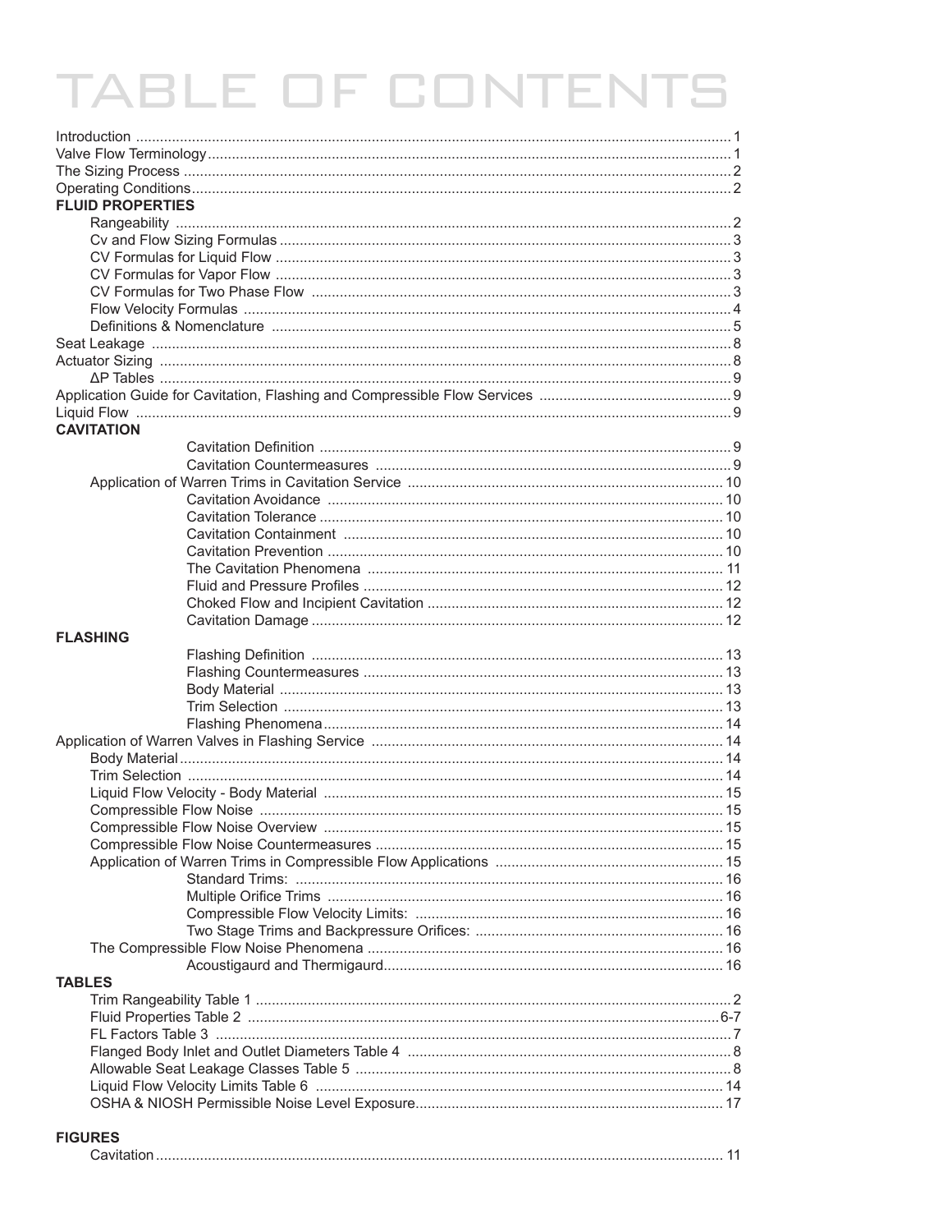# TABLE OF CONTENTS

Introduction ............ 1
Valve Flow Terminology ............ 1
The Sizing Process ............ 2
Operating Conditions ............ 2

**FLUID PROPERTIES**

- Rangeability ............ 2
- Cv and Flow Sizing Formulas ............ 3
- CV Formulas for Liquid Flow ............ 3
- CV Formulas for Vapor Flow ............ 3
- CV Formulas for Two Phase Flow ............ 3
- Flow Velocity Formulas ............ 4
- Definitions & Nomenclature ............ 5

Seat Leakage ............ 8
Actuator Sizing ............ 8

- ΔP Tables ............ 9

Application Guide for Cavitation, Flashing and Compressible Flow Services ............ 9
Liquid Flow ............ 9

**CAVITATION**

- Cavitation Definition ............ 9
- Cavitation Countermeasures ............ 9
- Application of Warren Trims in Cavitation Service ............ 10
  - Cavitation Avoidance ............ 10
  - Cavitation Tolerance ............ 10
  - Cavitation Containment ............ 10
  - Cavitation Prevention ............ 10
  - The Cavitation Phenomena ............ 11
  - Fluid and Pressure Profiles ............ 12
  - Choked Flow and Incipient Cavitation ............ 12
  - Cavitation Damage ............ 12

**FLASHING**

- Flashing Definition ............ 13
- Flashing Countermeasures ............ 13
- Body Material ............ 13
- Trim Selection ............ 13
- Flashing Phenomena ............ 14

Application of Warren Valves in Flashing Service ............ 14

- Body Material ............ 14
- Trim Selection ............ 14
- Liquid Flow Velocity - Body Material ............ 15
- Compressible Flow Noise ............ 15
- Compressible Flow Noise Overview ............ 15
- Compressible Flow Noise Countermeasures ............ 15
- Application of Warren Trims in Compressible Flow Applications ............ 15
  - Standard Trims: ............ 16
  - Multiple Orifice Trims ............ 16
  - Compressible Flow Velocity Limits: ............ 16
  - Two Stage Trims and Backpressure Orifices: ............ 16
- The Compressible Flow Noise Phenomena ............ 16
  - Acoustigaurd and Thermigaurd ............ 16

**TABLES**

- Trim Rangeability Table 1 ............ 2
- Fluid Properties Table 2 ............ 6-7
- FL Factors Table 3 ............ 7
- Flanged Body Inlet and Outlet Diameters Table 4 ............ 8
- Allowable Seat Leakage Classes Table 5 ............ 8
- Liquid Flow Velocity Limits Table 6 ............ 14
- OSHA & NIOSH Permissible Noise Level Exposure ............ 17

**FIGURES**

- Cavitation ............ 11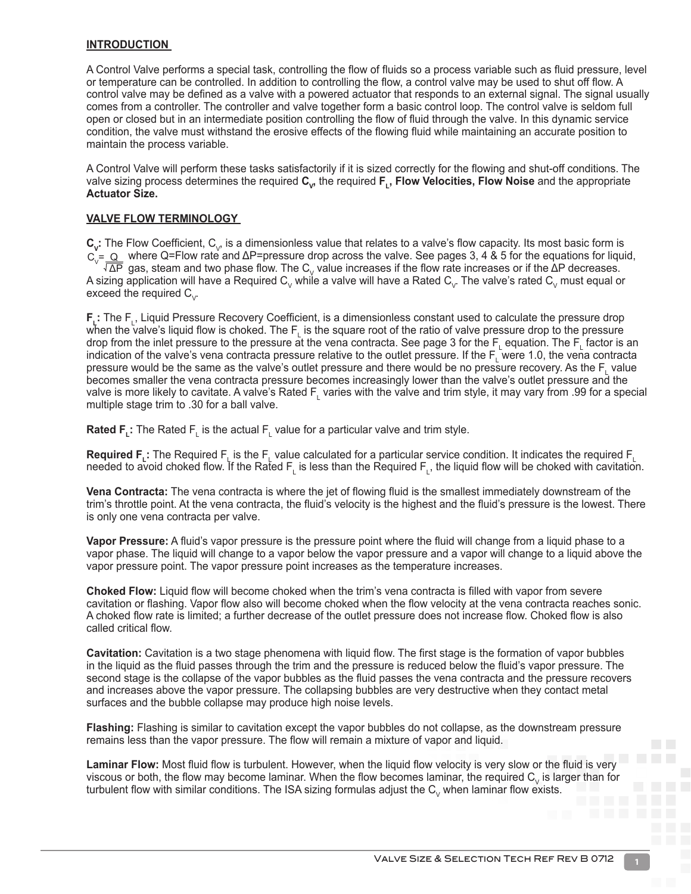## INTRODUCTION

A Control Valve performs a special task, controlling the flow of fluids so a process variable such as fluid pressure, level or temperature can be controlled. In addition to controlling the flow, a control valve may be used to shut off flow. A control valve may be defined as a valve with a powered actuator that responds to an external signal. The signal usually comes from a controller. The controller and valve together form a basic control loop. The control valve is seldom full open or closed but in an intermediate position controlling the flow of fluid through the valve. In this dynamic service condition, the valve must withstand the erosive effects of the flowing fluid while maintaining an accurate position to maintain the process variable.

A Control Valve will perform these tasks satisfactorily if it is sized correctly for the flowing and shut-off conditions. The valve sizing process determines the required **$C_V$**, the required **$F_L$, Flow Velocities, Flow Noise** and the appropriate **Actuator Size.**

## VALVE FLOW TERMINOLOGY

**$C_V$:** The Flow Coefficient, $C_V$, is a dimensionless value that relates to a valve's flow capacity. Its most basic form is $C_V = \frac{Q}{\sqrt{\Delta P}}$ where Q=Flow rate and ΔP=pressure drop across the valve. See pages 3, 4 & 5 for the equations for liquid, gas, steam and two phase flow. The $C_V$ value increases if the flow rate increases or if the ΔP decreases. A sizing application will have a Required $C_V$ while a valve will have a Rated $C_V$. The valve's rated $C_V$ must equal or exceed the required $C_V$.

**$F_L$:** The $F_L$, Liquid Pressure Recovery Coefficient, is a dimensionless constant used to calculate the pressure drop when the valve's liquid flow is choked. The $F_L$ is the square root of the ratio of valve pressure drop to the pressure drop from the inlet pressure to the pressure at the vena contracta. See page 3 for the $F_L$ equation. The $F_L$ factor is an indication of the valve's vena contracta pressure relative to the outlet pressure. If the $F_L$ were 1.0, the vena contracta pressure would be the same as the valve's outlet pressure and there would be no pressure recovery. As the $F_L$ value becomes smaller the vena contracta pressure becomes increasingly lower than the valve's outlet pressure and the valve is more likely to cavitate. A valve's Rated $F_L$ varies with the valve and trim style, it may vary from .99 for a special multiple stage trim to .30 for a ball valve.

**Rated $F_L$:** The Rated $F_L$ is the actual $F_L$ value for a particular valve and trim style.

**Required $F_L$:** The Required $F_L$ is the $F_L$ value calculated for a particular service condition. It indicates the required $F_L$ needed to avoid choked flow. If the Rated $F_L$ is less than the Required $F_L$, the liquid flow will be choked with cavitation.

**Vena Contracta:** The vena contracta is where the jet of flowing fluid is the smallest immediately downstream of the trim's throttle point. At the vena contracta, the fluid's velocity is the highest and the fluid's pressure is the lowest. There is only one vena contracta per valve.

**Vapor Pressure:** A fluid's vapor pressure is the pressure point where the fluid will change from a liquid phase to a vapor phase. The liquid will change to a vapor below the vapor pressure and a vapor will change to a liquid above the vapor pressure point. The vapor pressure point increases as the temperature increases.

**Choked Flow:** Liquid flow will become choked when the trim's vena contracta is filled with vapor from severe cavitation or flashing. Vapor flow also will become choked when the flow velocity at the vena contracta reaches sonic. A choked flow rate is limited; a further decrease of the outlet pressure does not increase flow. Choked flow is also called critical flow.

**Cavitation:** Cavitation is a two stage phenomena with liquid flow. The first stage is the formation of vapor bubbles in the liquid as the fluid passes through the trim and the pressure is reduced below the fluid's vapor pressure. The second stage is the collapse of the vapor bubbles as the fluid passes the vena contracta and the pressure recovers and increases above the vapor pressure. The collapsing bubbles are very destructive when they contact metal surfaces and the bubble collapse may produce high noise levels.

**Flashing:** Flashing is similar to cavitation except the vapor bubbles do not collapse, as the downstream pressure remains less than the vapor pressure. The flow will remain a mixture of vapor and liquid.

**Laminar Flow:** Most fluid flow is turbulent. However, when the liquid flow velocity is very slow or the fluid is very viscous or both, the flow may become laminar. When the flow becomes laminar, the required $C_V$ is larger than for turbulent flow with similar conditions. The ISA sizing formulas adjust the $C_V$ when laminar flow exists.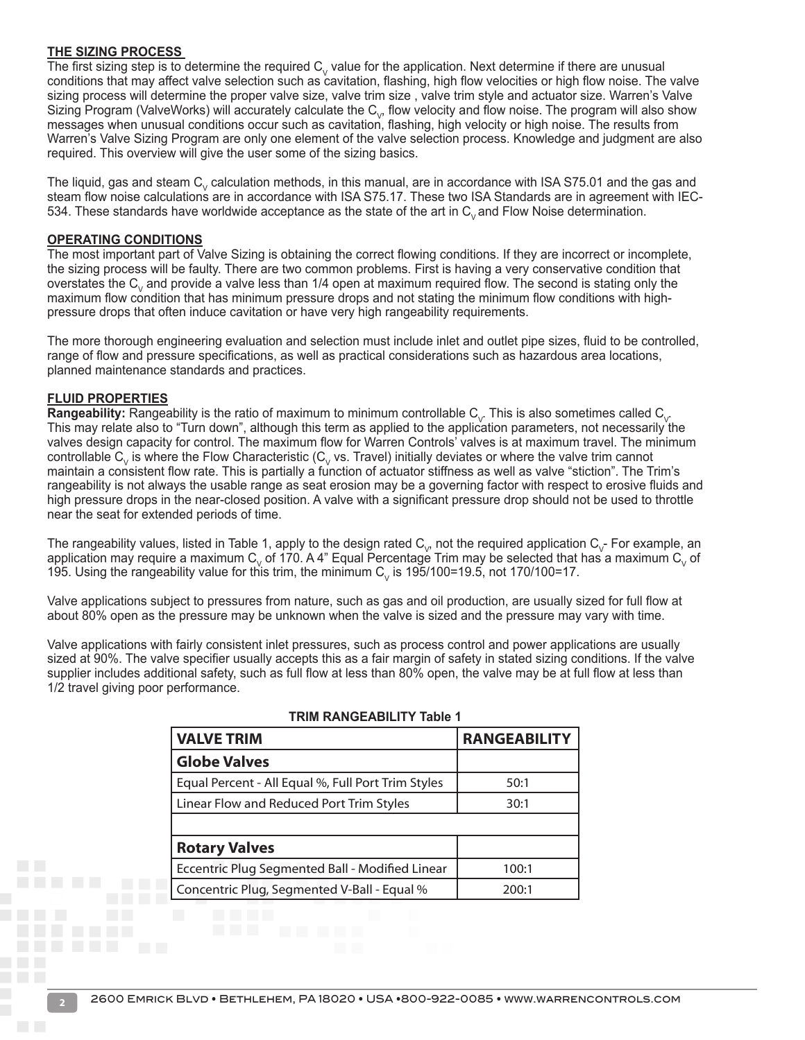## THE SIZING PROCESS

The first sizing step is to determine the required $C_v$ value for the application. Next determine if there are unusual conditions that may affect valve selection such as cavitation, flashing, high flow velocities or high flow noise. The valve sizing process will determine the proper valve size, valve trim size , valve trim style and actuator size. Warren's Valve Sizing Program (ValveWorks) will accurately calculate the $C_v$, flow velocity and flow noise. The program will also show messages when unusual conditions occur such as cavitation, flashing, high velocity or high noise. The results from Warren's Valve Sizing Program are only one element of the valve selection process. Knowledge and judgment are also required. This overview will give the user some of the sizing basics.

The liquid, gas and steam $C_v$ calculation methods, in this manual, are in accordance with ISA S75.01 and the gas and steam flow noise calculations are in accordance with ISA S75.17. These two ISA Standards are in agreement with IEC-534. These standards have worldwide acceptance as the state of the art in $C_v$ and Flow Noise determination.

## OPERATING CONDITIONS

The most important part of Valve Sizing is obtaining the correct flowing conditions. If they are incorrect or incomplete, the sizing process will be faulty. There are two common problems. First is having a very conservative condition that overstates the $C_v$ and provide a valve less than 1/4 open at maximum required flow. The second is stating only the maximum flow condition that has minimum pressure drops and not stating the minimum flow conditions with high-pressure drops that often induce cavitation or have very high rangeability requirements.

The more thorough engineering evaluation and selection must include inlet and outlet pipe sizes, fluid to be controlled, range of flow and pressure specifications, as well as practical considerations such as hazardous area locations, planned maintenance standards and practices.

## FLUID PROPERTIES

**Rangeability:** Rangeability is the ratio of maximum to minimum controllable $C_v$. This is also sometimes called $C_v$. This may relate also to "Turn down", although this term as applied to the application parameters, not necessarily the valves design capacity for control. The maximum flow for Warren Controls' valves is at maximum travel. The minimum controllable $C_v$ is where the Flow Characteristic ($C_v$ vs. Travel) initially deviates or where the valve trim cannot maintain a consistent flow rate. This is partially a function of actuator stiffness as well as valve "stiction". The Trim's rangeability is not always the usable range as seat erosion may be a governing factor with respect to erosive fluids and high pressure drops in the near-closed position. A valve with a significant pressure drop should not be used to throttle near the seat for extended periods of time.

The rangeability values, listed in Table 1, apply to the design rated $C_v$, not the required application $C_v$- For example, an application may require a maximum $C_v$ of 170. A 4" Equal Percentage Trim may be selected that has a maximum $C_v$ of 195. Using the rangeability value for this trim, the minimum $C_v$ is 195/100=19.5, not 170/100=17.

Valve applications subject to pressures from nature, such as gas and oil production, are usually sized for full flow at about 80% open as the pressure may be unknown when the valve is sized and the pressure may vary with time.

Valve applications with fairly consistent inlet pressures, such as process control and power applications are usually sized at 90%. The valve specifier usually accepts this as a fair margin of safety in stated sizing conditions. If the valve supplier includes additional safety, such as full flow at less than 80% open, the valve may be at full flow at less than 1/2 travel giving poor performance.

**TRIM RANGEABILITY Table 1**

| VALVE TRIM | RANGEABILITY |
|---|---|
| **Globe Valves** | |
| Equal Percent - All Equal %, Full Port Trim Styles | 50:1 |
| Linear Flow and Reduced Port Trim Styles | 30:1 |
| | |
| **Rotary Valves** | |
| Eccentric Plug Segmented Ball - Modified Linear | 100:1 |
| Concentric Plug, Segmented V-Ball - Equal % | 200:1 |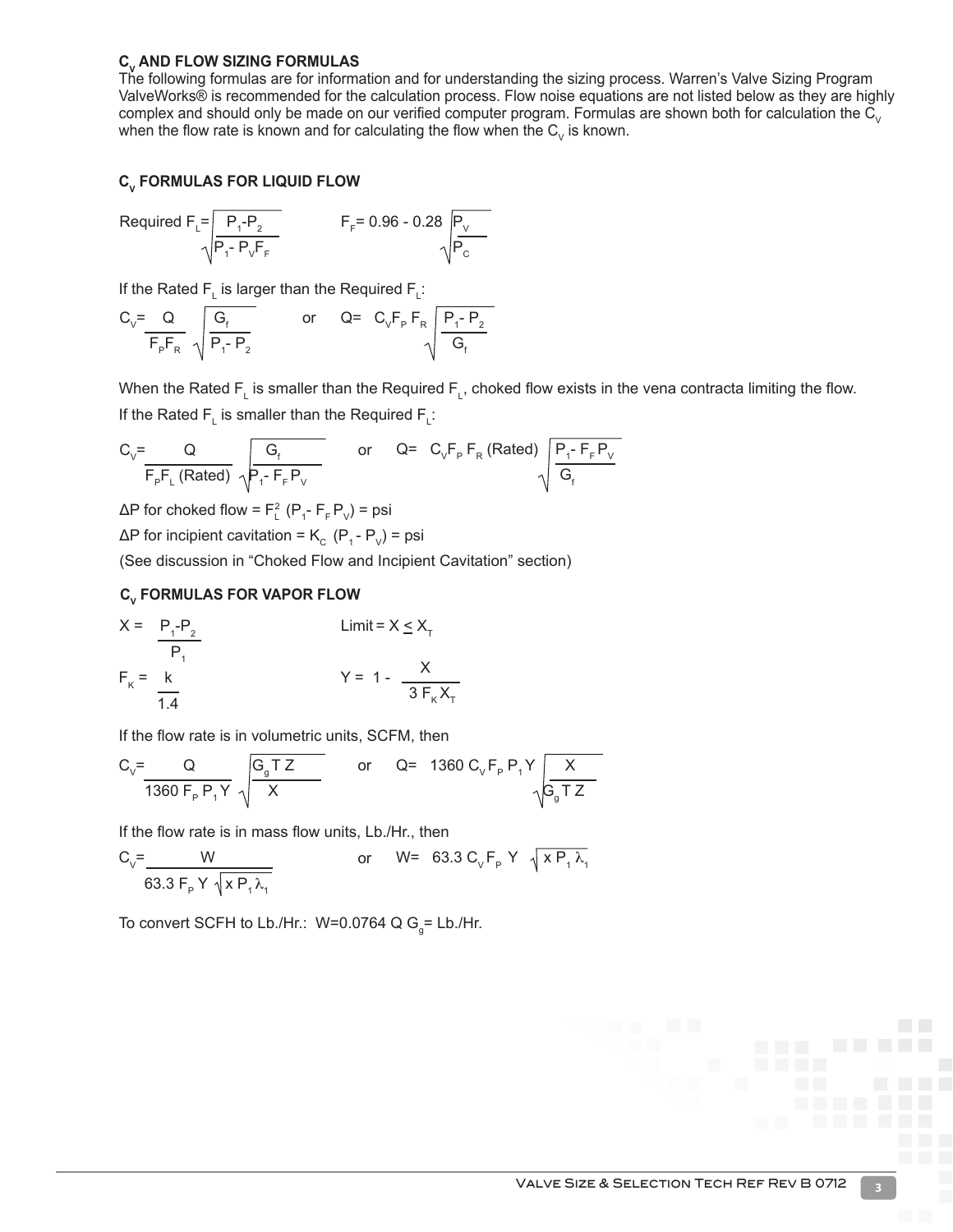## $C_V$ AND FLOW SIZING FORMULAS

The following formulas are for information and for understanding the sizing process. Warren's Valve Sizing Program ValveWorks® is recommended for the calculation process. Flow noise equations are not listed below as they are highly complex and should only be made on our verified computer program. Formulas are shown both for calculation the $C_V$ when the flow rate is known and for calculating the flow when the $C_V$ is known.

### $C_V$ FORMULAS FOR LIQUID FLOW

$$\text{Required } F_L = \sqrt{\frac{P_1 - P_2}{P_1 - P_V F_F}} \qquad F_F = 0.96 - 0.28\sqrt{\frac{P_V}{P_C}}$$

If the Rated $F_L$ is larger than the Required $F_L$:

$$C_V = \frac{Q}{F_P F_R}\sqrt{\frac{G_f}{P_1 - P_2}} \qquad \text{or} \qquad Q = C_V F_P F_R \sqrt{\frac{P_1 - P_2}{G_f}}$$

When the Rated $F_L$ is smaller than the Required $F_L$, choked flow exists in the vena contracta limiting the flow.

If the Rated $F_L$ is smaller than the Required $F_L$:

$$C_V = \frac{Q}{F_P F_L \text{ (Rated)}}\sqrt{\frac{G_f}{P_1 - F_F P_V}} \qquad \text{or} \qquad Q = C_V F_P F_R \text{ (Rated)}\sqrt{\frac{P_1 - F_F P_V}{G_f}}$$

$\Delta P$ for choked flow = $F_L^2\ (P_1 - F_F P_V)$ = psi

$\Delta P$ for incipient cavitation = $K_C\ (P_1 - P_V)$ = psi

(See discussion in "Choked Flow and Incipient Cavitation" section)

### $C_V$ FORMULAS FOR VAPOR FLOW

$$X = \frac{P_1 - P_2}{P_1} \qquad \text{Limit} = X \leq X_T$$

$$F_K = \frac{k}{1.4} \qquad Y = 1 - \frac{X}{3 F_K X_T}$$

If the flow rate is in volumetric units, SCFM, then

$$C_V = \frac{Q}{1360\ F_P\ P_1\ Y}\sqrt{\frac{G_g\ T\ Z}{X}} \qquad \text{or} \qquad Q = 1360\ C_V F_P\ P_1\ Y\sqrt{\frac{X}{G_g\ T\ Z}}$$

If the flow rate is in mass flow units, Lb./Hr., then

$$C_V = \frac{W}{63.3\ F_P\ Y\sqrt{x\ P_1\ \lambda_1}} \qquad \text{or} \qquad W = 63.3\ C_V F_P\ Y\sqrt{x\ P_1\ \lambda_1}$$

To convert SCFH to Lb./Hr.: $W = 0.0764\ Q\ G_g$ = Lb./Hr.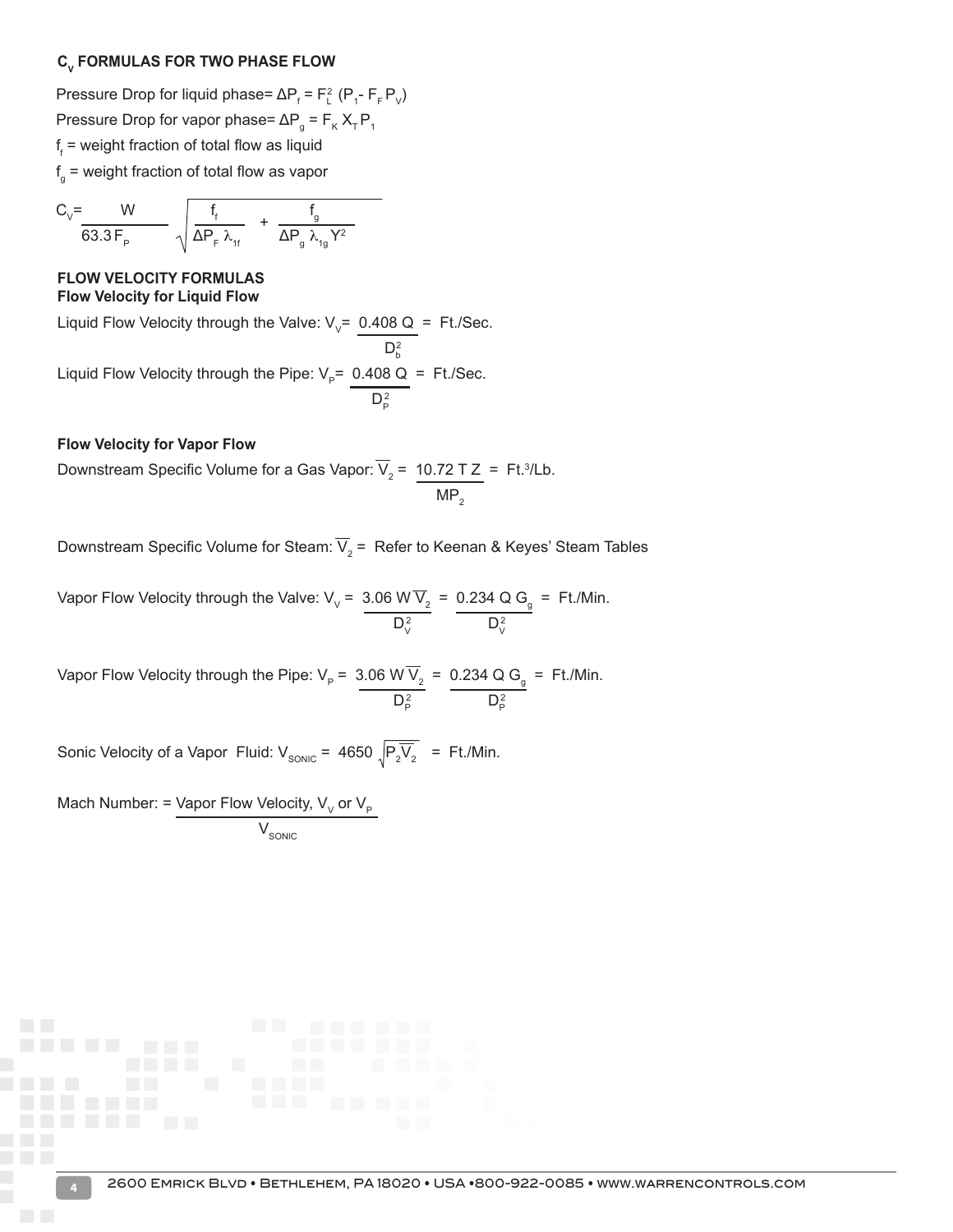### $C_V$ FORMULAS FOR TWO PHASE FLOW

Pressure Drop for liquid phase= $\Delta P_f = F_L^2\ (P_1 - F_F P_V)$

Pressure Drop for vapor phase= $\Delta P_g = F_K X_T P_1$

$f_f$ = weight fraction of total flow as liquid

$f_g$ = weight fraction of total flow as vapor

$$C_V = \frac{W}{63.3\,F_P} \sqrt{\frac{f_f}{\Delta P_F\,\lambda_{1f}} + \frac{f_g}{\Delta P_g\,\lambda_{1g}\,Y^2}}$$

### FLOW VELOCITY FORMULAS

**Flow Velocity for Liquid Flow**

Liquid Flow Velocity through the Valve: $V_V = \dfrac{0.408\ Q}{D_b^2}$ = Ft./Sec.

Liquid Flow Velocity through the Pipe: $V_P = \dfrac{0.408\ Q}{D_P^2}$ = Ft./Sec.

**Flow Velocity for Vapor Flow**

Downstream Specific Volume for a Gas Vapor: $\overline{V}_2 = \dfrac{10.72\ T\ Z}{MP_2}$ = Ft.³/Lb.

Downstream Specific Volume for Steam: $\overline{V}_2$ = Refer to Keenan & Keyes' Steam Tables

Vapor Flow Velocity through the Valve: $V_V = \dfrac{3.06\ W\,\overline{V}_2}{D_V^2} = \dfrac{0.234\ Q\ G_g}{D_V^2}$ = Ft./Min.

Vapor Flow Velocity through the Pipe: $V_P = \dfrac{3.06\ W\,\overline{V}_2}{D_P^2} = \dfrac{0.234\ Q\ G_g}{D_P^2}$ = Ft./Min.

Sonic Velocity of a Vapor Fluid: $V_{SONIC} = 4650\sqrt{P_2\overline{V}_2}$ = Ft./Min.

Mach Number: = $\dfrac{\text{Vapor Flow Velocity, } V_V \text{ or } V_P}{V_{SONIC}}$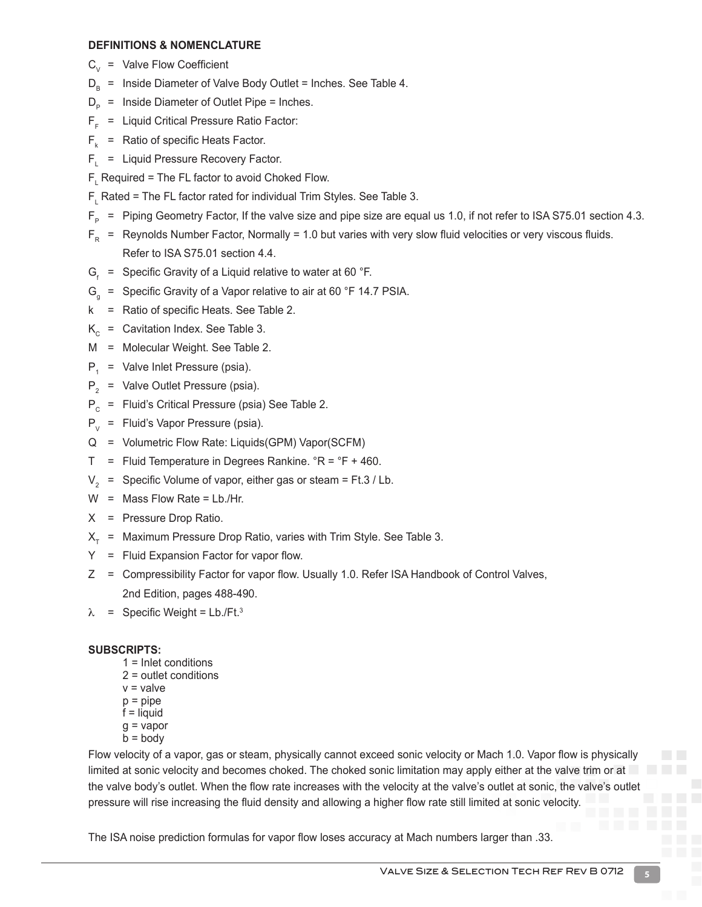**DEFINITIONS & NOMENCLATURE**

$C_V$ = Valve Flow Coefficient

$D_B$ = Inside Diameter of Valve Body Outlet = Inches. See Table 4.

$D_P$ = Inside Diameter of Outlet Pipe = Inches.

$F_F$ = Liquid Critical Pressure Ratio Factor:

$F_k$ = Ratio of specific Heats Factor.

$F_L$ = Liquid Pressure Recovery Factor.

$F_L$ Required = The FL factor to avoid Choked Flow.

$F_L$ Rated = The FL factor rated for individual Trim Styles. See Table 3.

$F_P$ = Piping Geometry Factor, If the valve size and pipe size are equal us 1.0, if not refer to ISA S75.01 section 4.3.

$F_R$ = Reynolds Number Factor, Normally = 1.0 but varies with very slow fluid velocities or very viscous fluids. Refer to ISA S75.01 section 4.4.

$G_f$ = Specific Gravity of a Liquid relative to water at 60 °F.

$G_g$ = Specific Gravity of a Vapor relative to air at 60 °F 14.7 PSIA.

k = Ratio of specific Heats. See Table 2.

$K_C$ = Cavitation Index. See Table 3.

M = Molecular Weight. See Table 2.

$P_1$ = Valve Inlet Pressure (psia).

$P_2$ = Valve Outlet Pressure (psia).

$P_C$ = Fluid's Critical Pressure (psia) See Table 2.

$P_V$ = Fluid's Vapor Pressure (psia).

Q = Volumetric Flow Rate: Liquids(GPM) Vapor(SCFM)

T = Fluid Temperature in Degrees Rankine. °R = °F + 460.

$V_2$ = Specific Volume of vapor, either gas or steam = Ft.3 / Lb.

W = Mass Flow Rate = Lb./Hr.

X = Pressure Drop Ratio.

$X_T$ = Maximum Pressure Drop Ratio, varies with Trim Style. See Table 3.

Y = Fluid Expansion Factor for vapor flow.

Z = Compressibility Factor for vapor flow. Usually 1.0. Refer ISA Handbook of Control Valves, 2nd Edition, pages 488-490.

$\lambda$ = Specific Weight = Lb./Ft.$^3$

**SUBSCRIPTS:**

1 = Inlet conditions
2 = outlet conditions
v = valve
p = pipe
f = liquid
g = vapor
b = body

Flow velocity of a vapor, gas or steam, physically cannot exceed sonic velocity or Mach 1.0. Vapor flow is physically limited at sonic velocity and becomes choked. The choked sonic limitation may apply either at the valve trim or at the valve body's outlet. When the flow rate increases with the velocity at the valve's outlet at sonic, the valve's outlet pressure will rise increasing the fluid density and allowing a higher flow rate still limited at sonic velocity.

The ISA noise prediction formulas for vapor flow loses accuracy at Mach numbers larger than .33.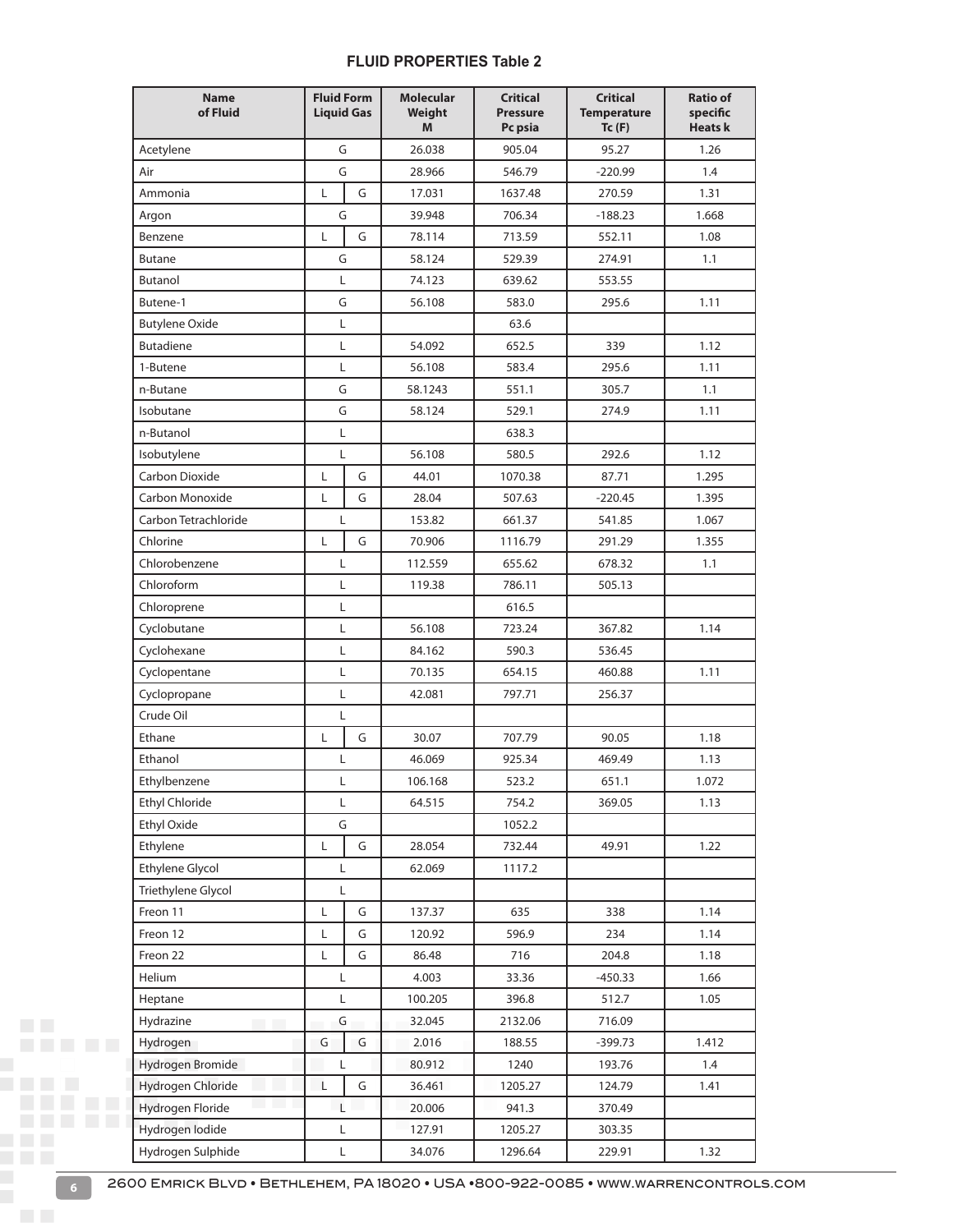## FLUID PROPERTIES Table 2

| Name of Fluid | Fluid Form Liquid | Gas | Molecular Weight M | Critical Pressure Pc psia | Critical Temperature Tc (F) | Ratio of specific Heats k |
|---|---|---|---|---|---|---|
| Acetylene | G | | 26.038 | 905.04 | 95.27 | 1.26 |
| Air | G | | 28.966 | 546.79 | -220.99 | 1.4 |
| Ammonia | L | G | 17.031 | 1637.48 | 270.59 | 1.31 |
| Argon | G | | 39.948 | 706.34 | -188.23 | 1.668 |
| Benzene | L | G | 78.114 | 713.59 | 552.11 | 1.08 |
| Butane | G | | 58.124 | 529.39 | 274.91 | 1.1 |
| Butanol | L | | 74.123 | 639.62 | 553.55 | |
| Butene-1 | G | | 56.108 | 583.0 | 295.6 | 1.11 |
| Butylene Oxide | L | | | 63.6 | | |
| Butadiene | L | | 54.092 | 652.5 | 339 | 1.12 |
| 1-Butene | L | | 56.108 | 583.4 | 295.6 | 1.11 |
| n-Butane | G | | 58.1243 | 551.1 | 305.7 | 1.1 |
| Isobutane | G | | 58.124 | 529.1 | 274.9 | 1.11 |
| n-Butanol | L | | | 638.3 | | |
| Isobutylene | L | | 56.108 | 580.5 | 292.6 | 1.12 |
| Carbon Dioxide | L | G | 44.01 | 1070.38 | 87.71 | 1.295 |
| Carbon Monoxide | L | G | 28.04 | 507.63 | -220.45 | 1.395 |
| Carbon Tetrachloride | L | | 153.82 | 661.37 | 541.85 | 1.067 |
| Chlorine | L | G | 70.906 | 1116.79 | 291.29 | 1.355 |
| Chlorobenzene | L | | 112.559 | 655.62 | 678.32 | 1.1 |
| Chloroform | L | | 119.38 | 786.11 | 505.13 | |
| Chloroprene | L | | | 616.5 | | |
| Cyclobutane | L | | 56.108 | 723.24 | 367.82 | 1.14 |
| Cyclohexane | L | | 84.162 | 590.3 | 536.45 | |
| Cyclopentane | L | | 70.135 | 654.15 | 460.88 | 1.11 |
| Cyclopropane | L | | 42.081 | 797.71 | 256.37 | |
| Crude Oil | L | | | | | |
| Ethane | L | G | 30.07 | 707.79 | 90.05 | 1.18 |
| Ethanol | L | | 46.069 | 925.34 | 469.49 | 1.13 |
| Ethylbenzene | L | | 106.168 | 523.2 | 651.1 | 1.072 |
| Ethyl Chloride | L | | 64.515 | 754.2 | 369.05 | 1.13 |
| Ethyl Oxide | G | | | 1052.2 | | |
| Ethylene | L | G | 28.054 | 732.44 | 49.91 | 1.22 |
| Ethylene Glycol | L | | 62.069 | 1117.2 | | |
| Triethylene Glycol | L | | | | | |
| Freon 11 | L | G | 137.37 | 635 | 338 | 1.14 |
| Freon 12 | L | G | 120.92 | 596.9 | 234 | 1.14 |
| Freon 22 | L | G | 86.48 | 716 | 204.8 | 1.18 |
| Helium | L | | 4.003 | 33.36 | -450.33 | 1.66 |
| Heptane | L | | 100.205 | 396.8 | 512.7 | 1.05 |
| Hydrazine | G | | 32.045 | 2132.06 | 716.09 | |
| Hydrogen | G | G | 2.016 | 188.55 | -399.73 | 1.412 |
| Hydrogen Bromide | L | | 80.912 | 1240 | 193.76 | 1.4 |
| Hydrogen Chloride | L | G | 36.461 | 1205.27 | 124.79 | 1.41 |
| Hydrogen Floride | L | | 20.006 | 941.3 | 370.49 | |
| Hydrogen Iodide | L | | 127.91 | 1205.27 | 303.35 | |
| Hydrogen Sulphide | L | | 34.076 | 1296.64 | 229.91 | 1.32 |

2600 Emrick Blvd • Bethlehem, PA 18020 • USA • 800-922-0085 • www.warrencontrols.com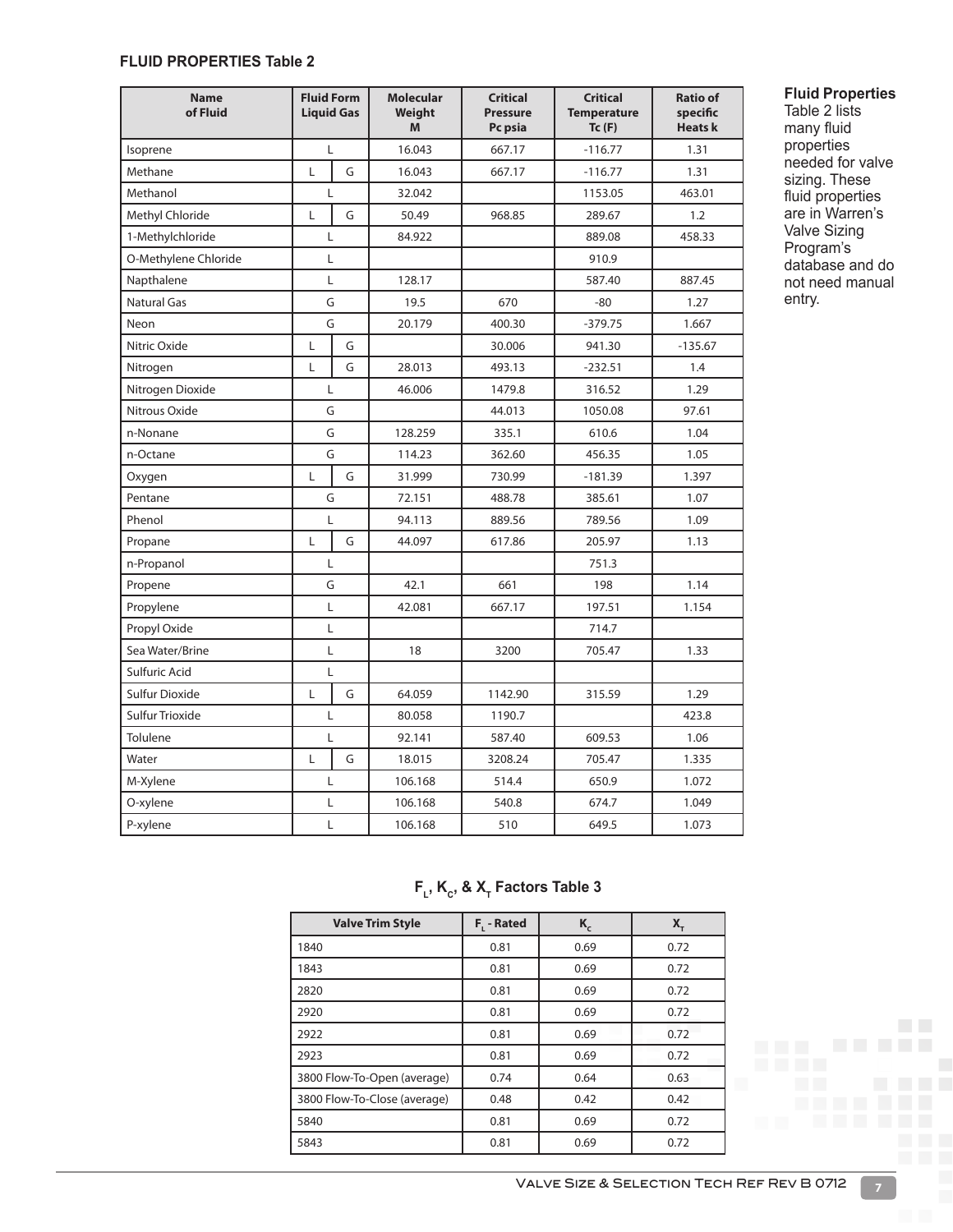### FLUID PROPERTIES Table 2

| Name of Fluid | Fluid Form Liquid | Gas | Molecular Weight M | Critical Pressure Pc psia | Critical Temperature Tc (F) | Ratio of specific Heats k |
|---|---|---|---|---|---|---|
| Isoprene | L | | 16.043 | 667.17 | -116.77 | 1.31 |
| Methane | L | G | 16.043 | 667.17 | -116.77 | 1.31 |
| Methanol | L | | 32.042 | | 1153.05 | 463.01 |
| Methyl Chloride | L | G | 50.49 | 968.85 | 289.67 | 1.2 |
| 1-Methylchloride | L | | 84.922 | | 889.08 | 458.33 |
| O-Methylene Chloride | L | | | | 910.9 | |
| Napthalene | L | | 128.17 | | 587.40 | 887.45 |
| Natural Gas | G | | 19.5 | 670 | -80 | 1.27 |
| Neon | G | | 20.179 | 400.30 | -379.75 | 1.667 |
| Nitric Oxide | L | G | | 30.006 | 941.30 | -135.67 |
| Nitrogen | L | G | 28.013 | 493.13 | -232.51 | 1.4 |
| Nitrogen Dioxide | L | | 46.006 | 1479.8 | 316.52 | 1.29 |
| Nitrous Oxide | G | | | 44.013 | 1050.08 | 97.61 |
| n-Nonane | G | | 128.259 | 335.1 | 610.6 | 1.04 |
| n-Octane | G | | 114.23 | 362.60 | 456.35 | 1.05 |
| Oxygen | L | G | 31.999 | 730.99 | -181.39 | 1.397 |
| Pentane | G | | 72.151 | 488.78 | 385.61 | 1.07 |
| Phenol | L | | 94.113 | 889.56 | 789.56 | 1.09 |
| Propane | L | G | 44.097 | 617.86 | 205.97 | 1.13 |
| n-Propanol | L | | | | 751.3 | |
| Propene | G | | 42.1 | 661 | 198 | 1.14 |
| Propylene | L | | 42.081 | 667.17 | 197.51 | 1.154 |
| Propyl Oxide | L | | | | 714.7 | |
| Sea Water/Brine | L | | 18 | 3200 | 705.47 | 1.33 |
| Sulfuric Acid | L | | | | | |
| Sulfur Dioxide | L | G | 64.059 | 1142.90 | 315.59 | 1.29 |
| Sulfur Trioxide | L | | 80.058 | 1190.7 | | 423.8 |
| Tolulene | L | | 92.141 | 587.40 | 609.53 | 1.06 |
| Water | L | G | 18.015 | 3208.24 | 705.47 | 1.335 |
| M-Xylene | L | | 106.168 | 514.4 | 650.9 | 1.072 |
| O-xylene | L | | 106.168 | 540.8 | 674.7 | 1.049 |
| P-xylene | L | | 106.168 | 510 | 649.5 | 1.073 |

**Fluid Properties**
Table 2 lists many fluid properties needed for valve sizing. These fluid properties are in Warren's Valve Sizing Program's database and do not need manual entry.

### $F_L$, $K_c$, & $X_T$ Factors Table 3

| Valve Trim Style | $F_L$ - Rated | $K_c$ | $X_T$ |
|---|---|---|---|
| 1840 | 0.81 | 0.69 | 0.72 |
| 1843 | 0.81 | 0.69 | 0.72 |
| 2820 | 0.81 | 0.69 | 0.72 |
| 2920 | 0.81 | 0.69 | 0.72 |
| 2922 | 0.81 | 0.69 | 0.72 |
| 2923 | 0.81 | 0.69 | 0.72 |
| 3800 Flow-To-Open (average) | 0.74 | 0.64 | 0.63 |
| 3800 Flow-To-Close (average) | 0.48 | 0.42 | 0.42 |
| 5840 | 0.81 | 0.69 | 0.72 |
| 5843 | 0.81 | 0.69 | 0.72 |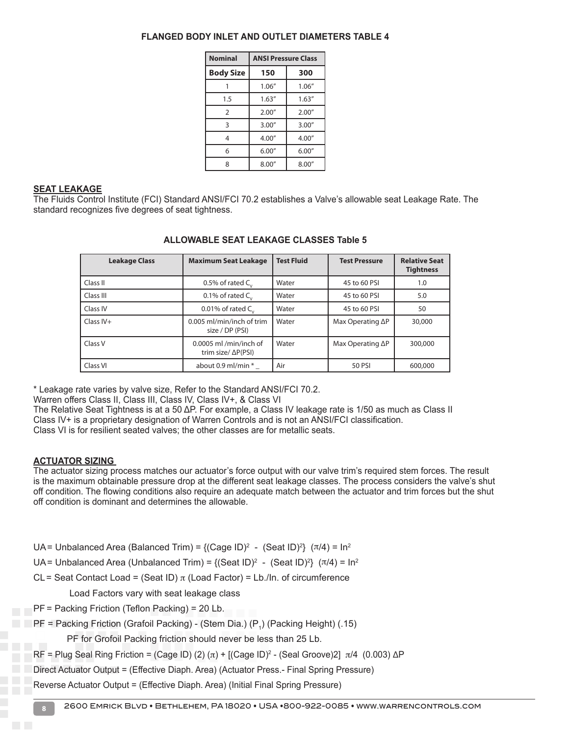## FLANGED BODY INLET AND OUTLET DIAMETERS TABLE 4

| Nominal | ANSI Pressure Class | |
|---|---|---|
| Body Size | 150 | 300 |
| 1 | 1.06″ | 1.06″ |
| 1.5 | 1.63″ | 1.63″ |
| 2 | 2.00″ | 2.00″ |
| 3 | 3.00″ | 3.00″ |
| 4 | 4.00″ | 4.00″ |
| 6 | 6.00″ | 6.00″ |
| 8 | 8.00″ | 8.00″ |

## SEAT LEAKAGE

The Fluids Control Institute (FCI) Standard ANSI/FCI 70.2 establishes a Valve's allowable seat Leakage Rate. The standard recognizes five degrees of seat tightness.

## ALLOWABLE SEAT LEAKAGE CLASSES Table 5

| Leakage Class | Maximum Seat Leakage | Test Fluid | Test Pressure | Relative Seat Tightness |
|---|---|---|---|---|
| Class II | 0.5% of rated $C_v$ | Water | 45 to 60 PSI | 1.0 |
| Class III | 0.1% of rated $C_v$ | Water | 45 to 60 PSI | 5.0 |
| Class IV | 0.01% of rated $C_v$ | Water | 45 to 60 PSI | 50 |
| Class IV+ | 0.005 ml/min/inch of trim size / DP (PSI) | Water | Max Operating ΔP | 30,000 |
| Class V | 0.0005 ml /min/inch of trim size/ ΔP(PSI) | Water | Max Operating ΔP | 300,000 |
| Class VI | about 0.9 ml/min * _ | Air | 50 PSI | 600,000 |

* Leakage rate varies by valve size, Refer to the Standard ANSI/FCI 70.2.
Warren offers Class II, Class III, Class IV, Class IV+, & Class VI
The Relative Seat Tightness is at a 50 ΔP. For example, a Class IV leakage rate is 1/50 as much as Class II
Class IV+ is a proprietary designation of Warren Controls and is not an ANSI/FCI classification.
Class VI is for resilient seated valves; the other classes are for metallic seats.

## ACTUATOR SIZING

The actuator sizing process matches our actuator's force output with our valve trim's required stem forces. The result is the maximum obtainable pressure drop at the different seat leakage classes. The process considers the valve's shut off condition. The flowing conditions also require an adequate match between the actuator and trim forces but the shut off condition is dominant and determines the allowable.

UA = Unbalanced Area (Balanced Trim) = $\{(\text{Cage ID})^2 - (\text{Seat ID})^2\}\ (\pi/4) = \text{In}^2$

UA = Unbalanced Area (Unbalanced Trim) = $\{(\text{Seat ID})^2 - (\text{Seat ID})^2\}\ (\pi/4) = \text{In}^2$

CL = Seat Contact Load = (Seat ID) $\pi$ (Load Factor) = Lb./In. of circumference

Load Factors vary with seat leakage class

PF = Packing Friction (Teflon Packing) = 20 Lb.

PF = Packing Friction (Grafoil Packing) - (Stem Dia.) ($P_1$) (Packing Height) (.15)

PF for Grofoil Packing friction should never be less than 25 Lb.

RF = Plug Seal Ring Friction = (Cage ID) (2) ($\pi$) + [(Cage ID)$^2$ - (Seal Groove)2] $\pi/4$ (0.003) ΔP

Direct Actuator Output = (Effective Diaph. Area) (Actuator Press.- Final Spring Pressure)

Reverse Actuator Output = (Effective Diaph. Area) (Initial Final Spring Pressure)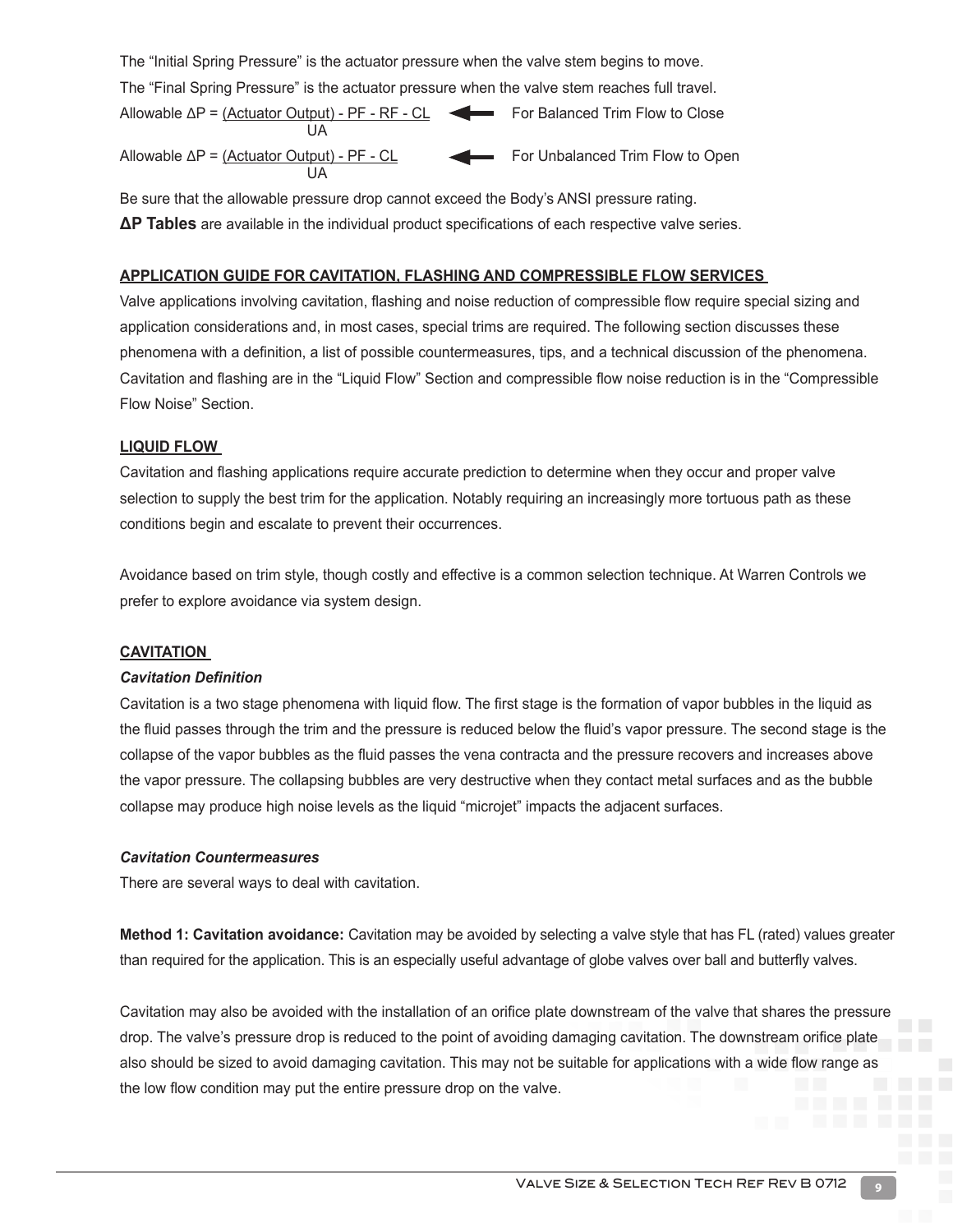The "Initial Spring Pressure" is the actuator pressure when the valve stem begins to move.

The "Final Spring Pressure" is the actuator pressure when the valve stem reaches full travel.

$$\text{Allowable } \Delta P = \frac{(\text{Actuator Output}) - PF - RF - CL}{UA}$$ ← For Balanced Trim Flow to Close

$$\text{Allowable } \Delta P = \frac{(\text{Actuator Output}) - PF - CL}{UA}$$ ← For Unbalanced Trim Flow to Open

Be sure that the allowable pressure drop cannot exceed the Body's ANSI pressure rating.

**ΔP Tables** are available in the individual product specifications of each respective valve series.

## APPLICATION GUIDE FOR CAVITATION, FLASHING AND COMPRESSIBLE FLOW SERVICES

Valve applications involving cavitation, flashing and noise reduction of compressible flow require special sizing and application considerations and, in most cases, special trims are required. The following section discusses these phenomena with a definition, a list of possible countermeasures, tips, and a technical discussion of the phenomena. Cavitation and flashing are in the "Liquid Flow" Section and compressible flow noise reduction is in the "Compressible Flow Noise" Section.

## LIQUID FLOW

Cavitation and flashing applications require accurate prediction to determine when they occur and proper valve selection to supply the best trim for the application. Notably requiring an increasingly more tortuous path as these conditions begin and escalate to prevent their occurrences.

Avoidance based on trim style, though costly and effective is a common selection technique. At Warren Controls we prefer to explore avoidance via system design.

## CAVITATION

### *Cavitation Definition*

Cavitation is a two stage phenomena with liquid flow. The first stage is the formation of vapor bubbles in the liquid as the fluid passes through the trim and the pressure is reduced below the fluid's vapor pressure. The second stage is the collapse of the vapor bubbles as the fluid passes the vena contracta and the pressure recovers and increases above the vapor pressure. The collapsing bubbles are very destructive when they contact metal surfaces and as the bubble collapse may produce high noise levels as the liquid "microjet" impacts the adjacent surfaces.

### *Cavitation Countermeasures*

There are several ways to deal with cavitation.

**Method 1: Cavitation avoidance:** Cavitation may be avoided by selecting a valve style that has FL (rated) values greater than required for the application. This is an especially useful advantage of globe valves over ball and butterfly valves.

Cavitation may also be avoided with the installation of an orifice plate downstream of the valve that shares the pressure drop. The valve's pressure drop is reduced to the point of avoiding damaging cavitation. The downstream orifice plate also should be sized to avoid damaging cavitation. This may not be suitable for applications with a wide flow range as the low flow condition may put the entire pressure drop on the valve.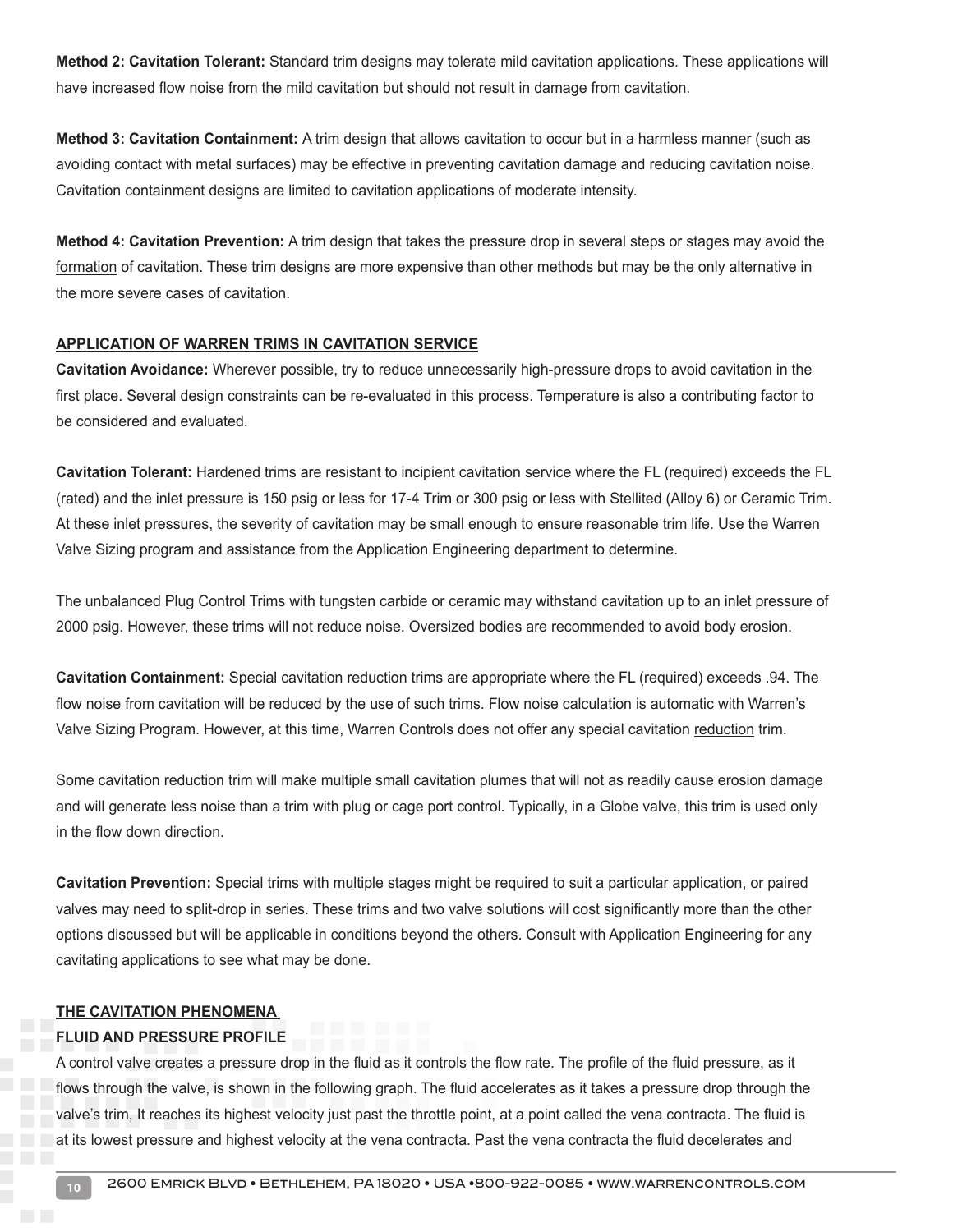**Method 2: Cavitation Tolerant:** Standard trim designs may tolerate mild cavitation applications. These applications will have increased flow noise from the mild cavitation but should not result in damage from cavitation.

**Method 3: Cavitation Containment:** A trim design that allows cavitation to occur but in a harmless manner (such as avoiding contact with metal surfaces) may be effective in preventing cavitation damage and reducing cavitation noise. Cavitation containment designs are limited to cavitation applications of moderate intensity.

**Method 4: Cavitation Prevention:** A trim design that takes the pressure drop in several steps or stages may avoid the formation of cavitation. These trim designs are more expensive than other methods but may be the only alternative in the more severe cases of cavitation.

## APPLICATION OF WARREN TRIMS IN CAVITATION SERVICE

**Cavitation Avoidance:** Wherever possible, try to reduce unnecessarily high-pressure drops to avoid cavitation in the first place. Several design constraints can be re-evaluated in this process. Temperature is also a contributing factor to be considered and evaluated.

**Cavitation Tolerant:** Hardened trims are resistant to incipient cavitation service where the FL (required) exceeds the FL (rated) and the inlet pressure is 150 psig or less for 17-4 Trim or 300 psig or less with Stellited (Alloy 6) or Ceramic Trim. At these inlet pressures, the severity of cavitation may be small enough to ensure reasonable trim life. Use the Warren Valve Sizing program and assistance from the Application Engineering department to determine.

The unbalanced Plug Control Trims with tungsten carbide or ceramic may withstand cavitation up to an inlet pressure of 2000 psig. However, these trims will not reduce noise. Oversized bodies are recommended to avoid body erosion.

**Cavitation Containment:** Special cavitation reduction trims are appropriate where the FL (required) exceeds .94. The flow noise from cavitation will be reduced by the use of such trims. Flow noise calculation is automatic with Warren's Valve Sizing Program. However, at this time, Warren Controls does not offer any special cavitation reduction trim.

Some cavitation reduction trim will make multiple small cavitation plumes that will not as readily cause erosion damage and will generate less noise than a trim with plug or cage port control. Typically, in a Globe valve, this trim is used only in the flow down direction.

**Cavitation Prevention:** Special trims with multiple stages might be required to suit a particular application, or paired valves may need to split-drop in series. These trims and two valve solutions will cost significantly more than the other options discussed but will be applicable in conditions beyond the others. Consult with Application Engineering for any cavitating applications to see what may be done.

## THE CAVITATION PHENOMENA

### FLUID AND PRESSURE PROFILE

A control valve creates a pressure drop in the fluid as it controls the flow rate. The profile of the fluid pressure, as it flows through the valve, is shown in the following graph. The fluid accelerates as it takes a pressure drop through the valve's trim, It reaches its highest velocity just past the throttle point, at a point called the vena contracta. The fluid is at its lowest pressure and highest velocity at the vena contracta. Past the vena contracta the fluid decelerates and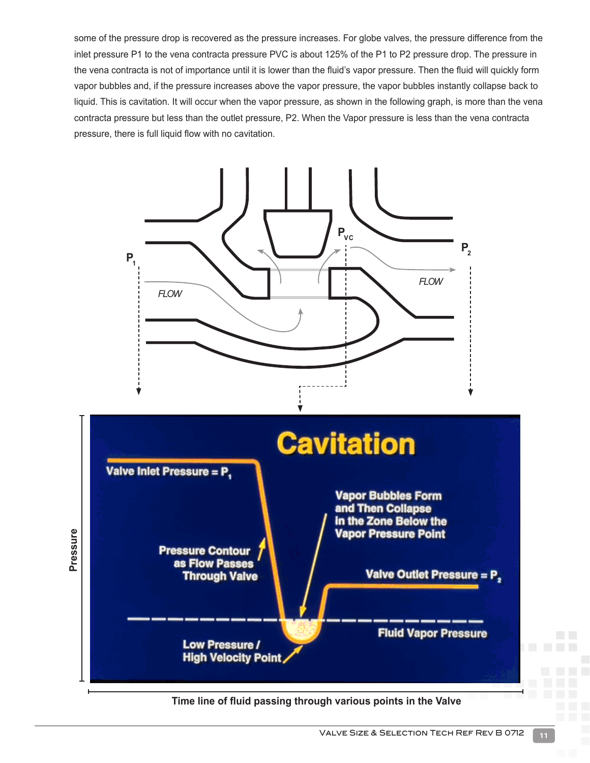some of the pressure drop is recovered as the pressure increases. For globe valves, the pressure difference from the inlet pressure P1 to the vena contracta pressure PVC is about 125% of the P1 to P2 pressure drop. The pressure in the vena contracta is not of importance until it is lower than the fluid's vapor pressure. Then the fluid will quickly form vapor bubbles and, if the pressure increases above the vapor pressure, the vapor bubbles instantly collapse back to liquid. This is cavitation. It will occur when the vapor pressure, as shown in the following graph, is more than the vena contracta pressure but less than the outlet pressure, P2. When the Vapor pressure is less than the vena contracta pressure, there is full liquid flow with no cavitation.

Time line of fluid passing through various points in the Valve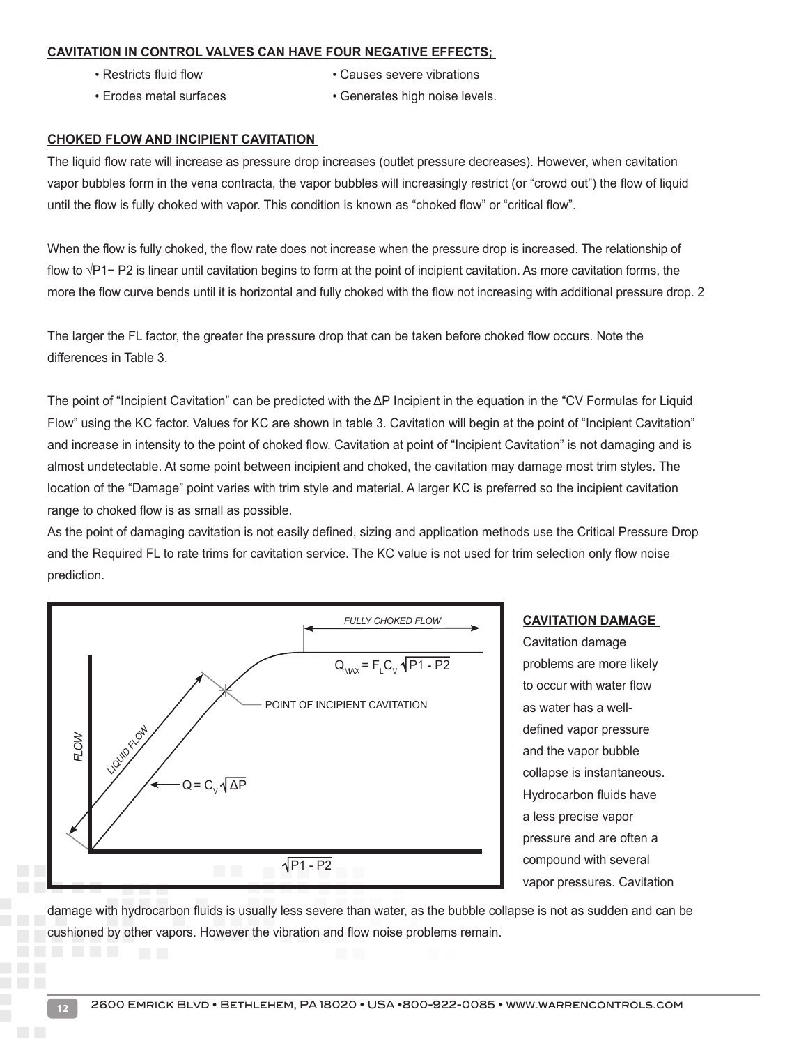### CAVITATION IN CONTROL VALVES CAN HAVE FOUR NEGATIVE EFFECTS;

- Restricts fluid flow
- Causes severe vibrations
- Erodes metal surfaces
- Generates high noise levels.

### CHOKED FLOW AND INCIPIENT CAVITATION

The liquid flow rate will increase as pressure drop increases (outlet pressure decreases). However, when cavitation vapor bubbles form in the vena contracta, the vapor bubbles will increasingly restrict (or "crowd out") the flow of liquid until the flow is fully choked with vapor. This condition is known as "choked flow" or "critical flow".

When the flow is fully choked, the flow rate does not increase when the pressure drop is increased. The relationship of flow to $\sqrt{P1 - P2}$ is linear until cavitation begins to form at the point of incipient cavitation. As more cavitation forms, the more the flow curve bends until it is horizontal and fully choked with the flow not increasing with additional pressure drop. 2

The larger the FL factor, the greater the pressure drop that can be taken before choked flow occurs. Note the differences in Table 3.

The point of "Incipient Cavitation" can be predicted with the ΔP Incipient in the equation in the "CV Formulas for Liquid Flow" using the KC factor. Values for KC are shown in table 3. Cavitation will begin at the point of "Incipient Cavitation" and increase in intensity to the point of choked flow. Cavitation at point of "Incipient Cavitation" is not damaging and is almost undetectable. At some point between incipient and choked, the cavitation may damage most trim styles. The location of the "Damage" point varies with trim style and material. A larger KC is preferred so the incipient cavitation range to choked flow is as small as possible.

As the point of damaging cavitation is not easily defined, sizing and application methods use the Critical Pressure Drop and the Required FL to rate trims for cavitation service. The KC value is not used for trim selection only flow noise prediction.

FULLY CHOKED FLOW

$Q_{MAX} = F_L C_V \sqrt{P1 - P2}$

POINT OF INCIPIENT CAVITATION

FLOW

LIQUID FLOW

$Q = C_V \sqrt{\Delta P}$

$\sqrt{P1 - P2}$

### CAVITATION DAMAGE

Cavitation damage problems are more likely to occur with water flow as water has a well-defined vapor pressure and the vapor bubble collapse is instantaneous. Hydrocarbon fluids have a less precise vapor pressure and are often a compound with several vapor pressures. Cavitation damage with hydrocarbon fluids is usually less severe than water, as the bubble collapse is not as sudden and can be cushioned by other vapors. However the vibration and flow noise problems remain.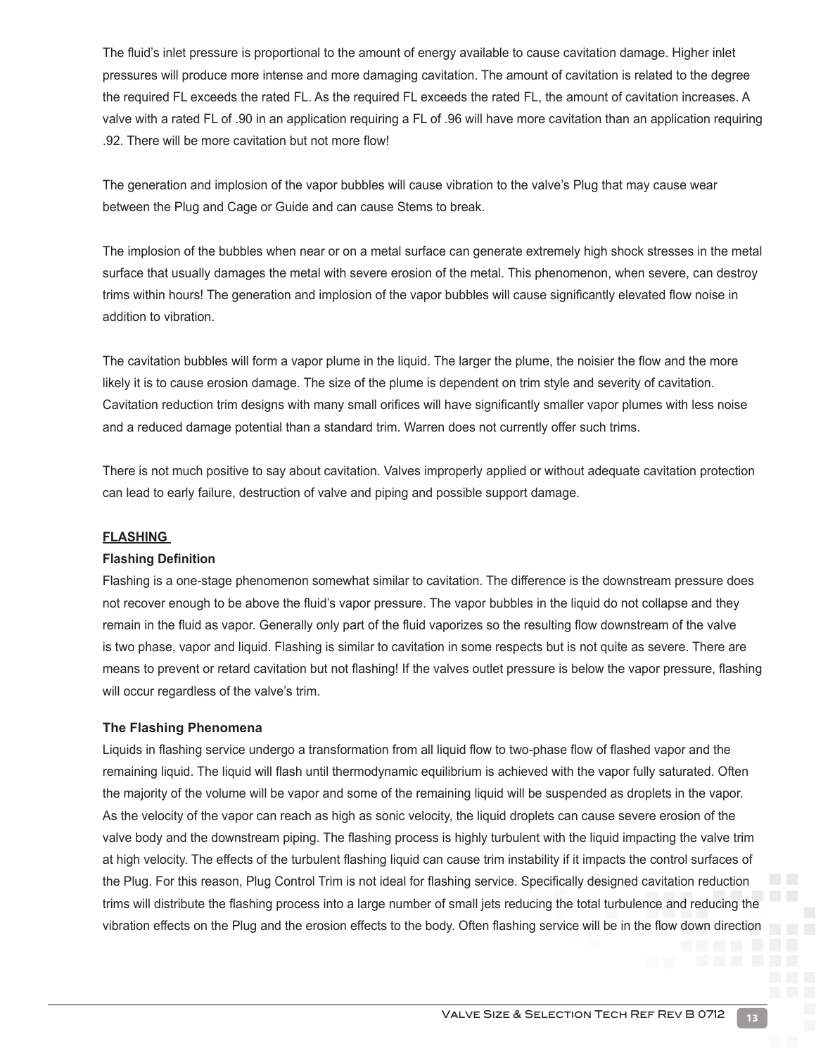The fluid's inlet pressure is proportional to the amount of energy available to cause cavitation damage. Higher inlet pressures will produce more intense and more damaging cavitation. The amount of cavitation is related to the degree the required FL exceeds the rated FL. As the required FL exceeds the rated FL, the amount of cavitation increases. A valve with a rated FL of .90 in an application requiring a FL of .96 will have more cavitation than an application requiring .92. There will be more cavitation but not more flow!

The generation and implosion of the vapor bubbles will cause vibration to the valve's Plug that may cause wear between the Plug and Cage or Guide and can cause Stems to break.

The implosion of the bubbles when near or on a metal surface can generate extremely high shock stresses in the metal surface that usually damages the metal with severe erosion of the metal. This phenomenon, when severe, can destroy trims within hours! The generation and implosion of the vapor bubbles will cause significantly elevated flow noise in addition to vibration.

The cavitation bubbles will form a vapor plume in the liquid. The larger the plume, the noisier the flow and the more likely it is to cause erosion damage. The size of the plume is dependent on trim style and severity of cavitation. Cavitation reduction trim designs with many small orifices will have significantly smaller vapor plumes with less noise and a reduced damage potential than a standard trim. Warren does not currently offer such trims.

There is not much positive to say about cavitation. Valves improperly applied or without adequate cavitation protection can lead to early failure, destruction of valve and piping and possible support damage.

## FLASHING

### Flashing Definition

Flashing is a one-stage phenomenon somewhat similar to cavitation. The difference is the downstream pressure does not recover enough to be above the fluid's vapor pressure. The vapor bubbles in the liquid do not collapse and they remain in the fluid as vapor. Generally only part of the fluid vaporizes so the resulting flow downstream of the valve is two phase, vapor and liquid. Flashing is similar to cavitation in some respects but is not quite as severe. There are means to prevent or retard cavitation but not flashing! If the valves outlet pressure is below the vapor pressure, flashing will occur regardless of the valve's trim.

### The Flashing Phenomena

Liquids in flashing service undergo a transformation from all liquid flow to two-phase flow of flashed vapor and the remaining liquid. The liquid will flash until thermodynamic equilibrium is achieved with the vapor fully saturated. Often the majority of the volume will be vapor and some of the remaining liquid will be suspended as droplets in the vapor. As the velocity of the vapor can reach as high as sonic velocity, the liquid droplets can cause severe erosion of the valve body and the downstream piping. The flashing process is highly turbulent with the liquid impacting the valve trim at high velocity. The effects of the turbulent flashing liquid can cause trim instability if it impacts the control surfaces of the Plug. For this reason, Plug Control Trim is not ideal for flashing service. Specifically designed cavitation reduction trims will distribute the flashing process into a large number of small jets reducing the total turbulence and reducing the vibration effects on the Plug and the erosion effects to the body. Often flashing service will be in the flow down direction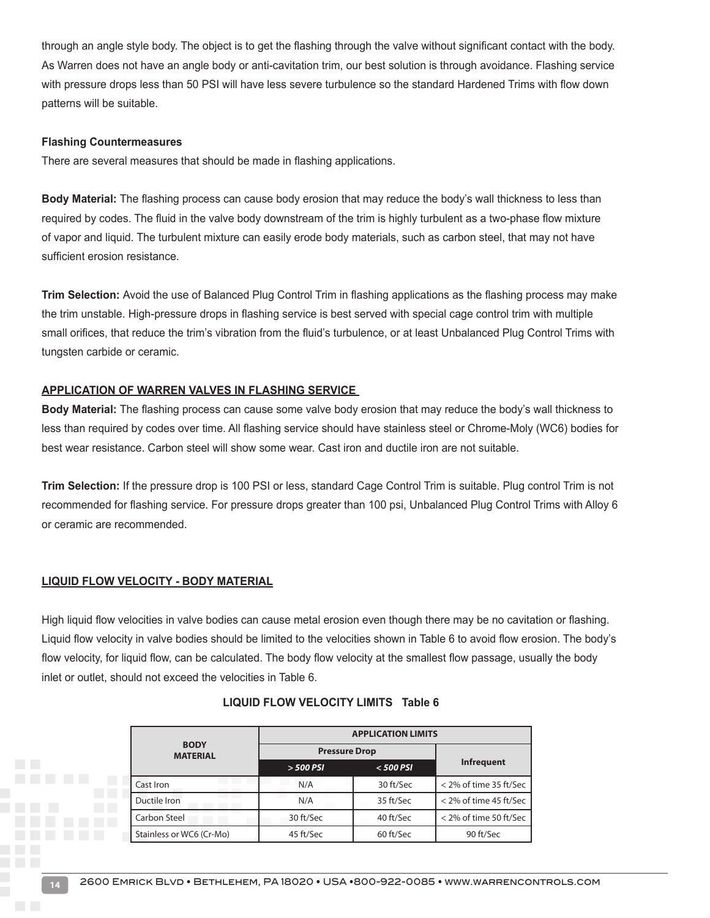through an angle style body. The object is to get the flashing through the valve without significant contact with the body. As Warren does not have an angle body or anti-cavitation trim, our best solution is through avoidance. Flashing service with pressure drops less than 50 PSI will have less severe turbulence so the standard Hardened Trims with flow down patterns will be suitable.

**Flashing Countermeasures**

There are several measures that should be made in flashing applications.

**Body Material:** The flashing process can cause body erosion that may reduce the body's wall thickness to less than required by codes. The fluid in the valve body downstream of the trim is highly turbulent as a two-phase flow mixture of vapor and liquid. The turbulent mixture can easily erode body materials, such as carbon steel, that may not have sufficient erosion resistance.

**Trim Selection:** Avoid the use of Balanced Plug Control Trim in flashing applications as the flashing process may make the trim unstable. High-pressure drops in flashing service is best served with special cage control trim with multiple small orifices, that reduce the trim's vibration from the fluid's turbulence, or at least Unbalanced Plug Control Trims with tungsten carbide or ceramic.

## APPLICATION OF WARREN VALVES IN FLASHING SERVICE

**Body Material:** The flashing process can cause some valve body erosion that may reduce the body's wall thickness to less than required by codes over time. All flashing service should have stainless steel or Chrome-Moly (WC6) bodies for best wear resistance. Carbon steel will show some wear. Cast iron and ductile iron are not suitable.

**Trim Selection:** If the pressure drop is 100 PSI or less, standard Cage Control Trim is suitable. Plug control Trim is not recommended for flashing service. For pressure drops greater than 100 psi, Unbalanced Plug Control Trims with Alloy 6 or ceramic are recommended.

## LIQUID FLOW VELOCITY - BODY MATERIAL

High liquid flow velocities in valve bodies can cause metal erosion even though there may be no cavitation or flashing. Liquid flow velocity in valve bodies should be limited to the velocities shown in Table 6 to avoid flow erosion. The body's flow velocity, for liquid flow, can be calculated. The body flow velocity at the smallest flow passage, usually the body inlet or outlet, should not exceed the velocities in Table 6.

**LIQUID FLOW VELOCITY LIMITS Table 6**

| BODY MATERIAL | APPLICATION LIMITS | | |
|---|---|---|---|
| | Pressure Drop | | Infrequent |
| | *> 500 PSI* | *< 500 PSI* | |
| Cast Iron | N/A | 30 ft/Sec | < 2% of time 35 ft/Sec |
| Ductile Iron | N/A | 35 ft/Sec | < 2% of time 45 ft/Sec |
| Carbon Steel | 30 ft/Sec | 40 ft/Sec | < 2% of time 50 ft/Sec |
| Stainless or WC6 (Cr-Mo) | 45 ft/Sec | 60 ft/Sec | 90 ft/Sec |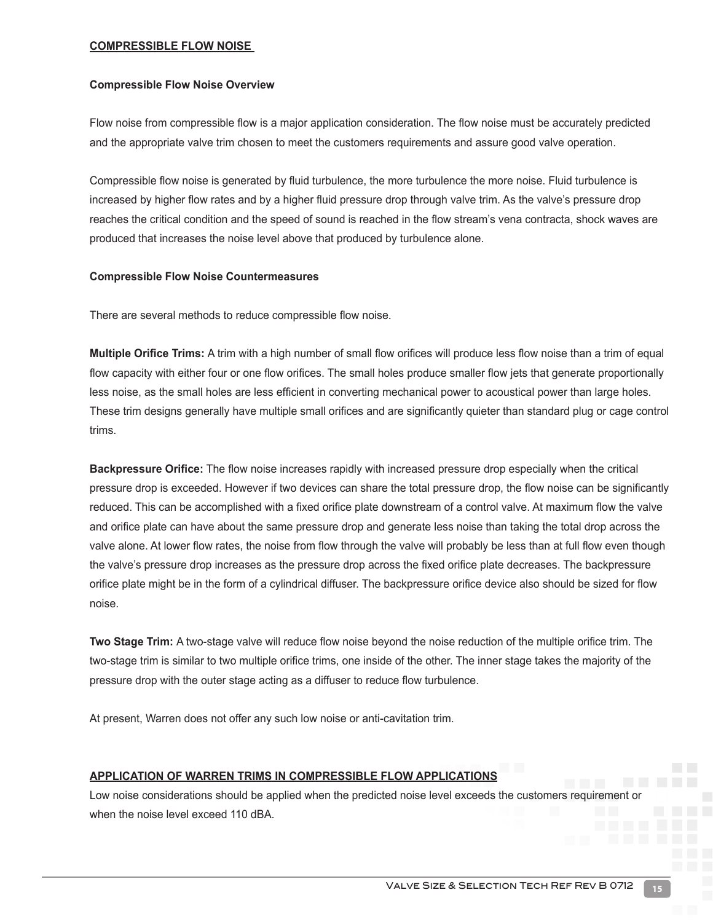## COMPRESSIBLE FLOW NOISE

### Compressible Flow Noise Overview

Flow noise from compressible flow is a major application consideration. The flow noise must be accurately predicted and the appropriate valve trim chosen to meet the customers requirements and assure good valve operation.

Compressible flow noise is generated by fluid turbulence, the more turbulence the more noise. Fluid turbulence is increased by higher flow rates and by a higher fluid pressure drop through valve trim. As the valve's pressure drop reaches the critical condition and the speed of sound is reached in the flow stream's vena contracta, shock waves are produced that increases the noise level above that produced by turbulence alone.

### Compressible Flow Noise Countermeasures

There are several methods to reduce compressible flow noise.

**Multiple Orifice Trims:** A trim with a high number of small flow orifices will produce less flow noise than a trim of equal flow capacity with either four or one flow orifices. The small holes produce smaller flow jets that generate proportionally less noise, as the small holes are less efficient in converting mechanical power to acoustical power than large holes. These trim designs generally have multiple small orifices and are significantly quieter than standard plug or cage control trims.

**Backpressure Orifice:** The flow noise increases rapidly with increased pressure drop especially when the critical pressure drop is exceeded. However if two devices can share the total pressure drop, the flow noise can be significantly reduced. This can be accomplished with a fixed orifice plate downstream of a control valve. At maximum flow the valve and orifice plate can have about the same pressure drop and generate less noise than taking the total drop across the valve alone. At lower flow rates, the noise from flow through the valve will probably be less than at full flow even though the valve's pressure drop increases as the pressure drop across the fixed orifice plate decreases. The backpressure orifice plate might be in the form of a cylindrical diffuser. The backpressure orifice device also should be sized for flow noise.

**Two Stage Trim:** A two-stage valve will reduce flow noise beyond the noise reduction of the multiple orifice trim. The two-stage trim is similar to two multiple orifice trims, one inside of the other. The inner stage takes the majority of the pressure drop with the outer stage acting as a diffuser to reduce flow turbulence.

At present, Warren does not offer any such low noise or anti-cavitation trim.

## APPLICATION OF WARREN TRIMS IN COMPRESSIBLE FLOW APPLICATIONS

Low noise considerations should be applied when the predicted noise level exceeds the customers requirement or when the noise level exceed 110 dBA.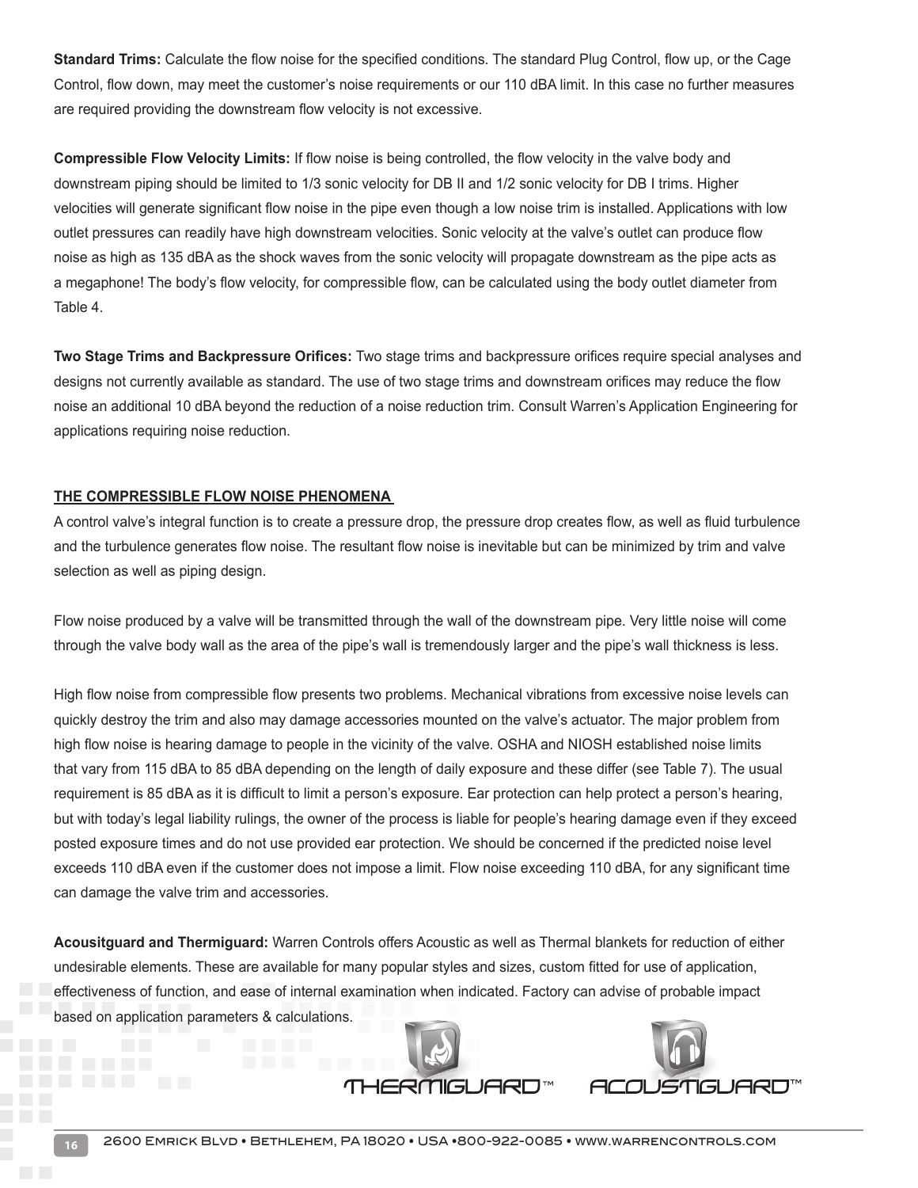**Standard Trims:** Calculate the flow noise for the specified conditions. The standard Plug Control, flow up, or the Cage Control, flow down, may meet the customer's noise requirements or our 110 dBA limit. In this case no further measures are required providing the downstream flow velocity is not excessive.

**Compressible Flow Velocity Limits:** If flow noise is being controlled, the flow velocity in the valve body and downstream piping should be limited to 1/3 sonic velocity for DB II and 1/2 sonic velocity for DB I trims. Higher velocities will generate significant flow noise in the pipe even though a low noise trim is installed. Applications with low outlet pressures can readily have high downstream velocities. Sonic velocity at the valve's outlet can produce flow noise as high as 135 dBA as the shock waves from the sonic velocity will propagate downstream as the pipe acts as a megaphone! The body's flow velocity, for compressible flow, can be calculated using the body outlet diameter from Table 4.

**Two Stage Trims and Backpressure Orifices:** Two stage trims and backpressure orifices require special analyses and designs not currently available as standard. The use of two stage trims and downstream orifices may reduce the flow noise an additional 10 dBA beyond the reduction of a noise reduction trim. Consult Warren's Application Engineering for applications requiring noise reduction.

## THE COMPRESSIBLE FLOW NOISE PHENOMENA

A control valve's integral function is to create a pressure drop, the pressure drop creates flow, as well as fluid turbulence and the turbulence generates flow noise. The resultant flow noise is inevitable but can be minimized by trim and valve selection as well as piping design.

Flow noise produced by a valve will be transmitted through the wall of the downstream pipe. Very little noise will come through the valve body wall as the area of the pipe's wall is tremendously larger and the pipe's wall thickness is less.

High flow noise from compressible flow presents two problems. Mechanical vibrations from excessive noise levels can quickly destroy the trim and also may damage accessories mounted on the valve's actuator. The major problem from high flow noise is hearing damage to people in the vicinity of the valve. OSHA and NIOSH established noise limits that vary from 115 dBA to 85 dBA depending on the length of daily exposure and these differ (see Table 7). The usual requirement is 85 dBA as it is difficult to limit a person's exposure. Ear protection can help protect a person's hearing, but with today's legal liability rulings, the owner of the process is liable for people's hearing damage even if they exceed posted exposure times and do not use provided ear protection. We should be concerned if the predicted noise level exceeds 110 dBA even if the customer does not impose a limit. Flow noise exceeding 110 dBA, for any significant time can damage the valve trim and accessories.

**Acousitguard and Thermiguard:** Warren Controls offers Acoustic as well as Thermal blankets for reduction of either undesirable elements. These are available for many popular styles and sizes, custom fitted for use of application, effectiveness of function, and ease of internal examination when indicated. Factory can advise of probable impact based on application parameters & calculations.

THERMIGUARD™ ACOUSTIGUARD™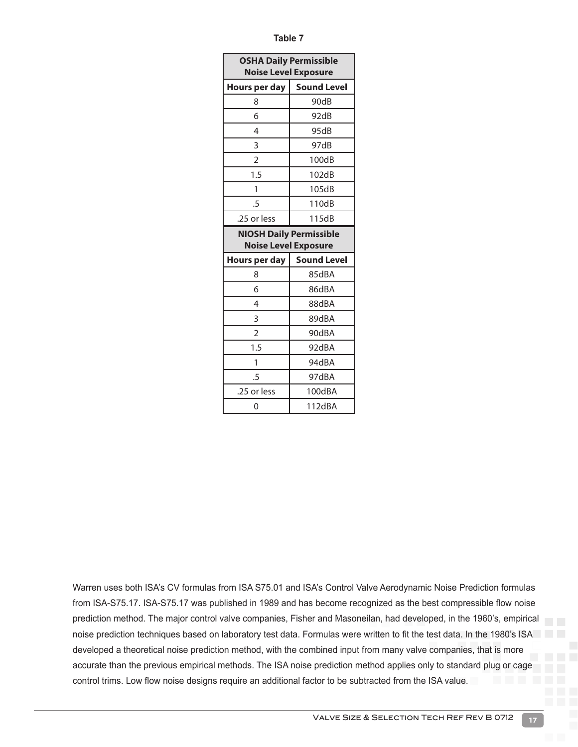**Table 7**

| OSHA Daily Permissible Noise Level Exposure | |
|---|---|
| **Hours per day** | **Sound Level** |
| 8 | 90dB |
| 6 | 92dB |
| 4 | 95dB |
| 3 | 97dB |
| 2 | 100dB |
| 1.5 | 102dB |
| 1 | 105dB |
| .5 | 110dB |
| .25 or less | 115dB |
| **NIOSH Daily Permissible Noise Level Exposure** | |
| **Hours per day** | **Sound Level** |
| 8 | 85dBA |
| 6 | 86dBA |
| 4 | 88dBA |
| 3 | 89dBA |
| 2 | 90dBA |
| 1.5 | 92dBA |
| 1 | 94dBA |
| .5 | 97dBA |
| .25 or less | 100dBA |
| 0 | 112dBA |

Warren uses both ISA's CV formulas from ISA S75.01 and ISA's Control Valve Aerodynamic Noise Prediction formulas from ISA-S75.17. ISA-S75.17 was published in 1989 and has become recognized as the best compressible flow noise prediction method. The major control valve companies, Fisher and Masoneilan, had developed, in the 1960's, empirical noise prediction techniques based on laboratory test data. Formulas were written to fit the test data. In the 1980's ISA developed a theoretical noise prediction method, with the combined input from many valve companies, that is more accurate than the previous empirical methods. The ISA noise prediction method applies only to standard plug or cage control trims. Low flow noise designs require an additional factor to be subtracted from the ISA value.